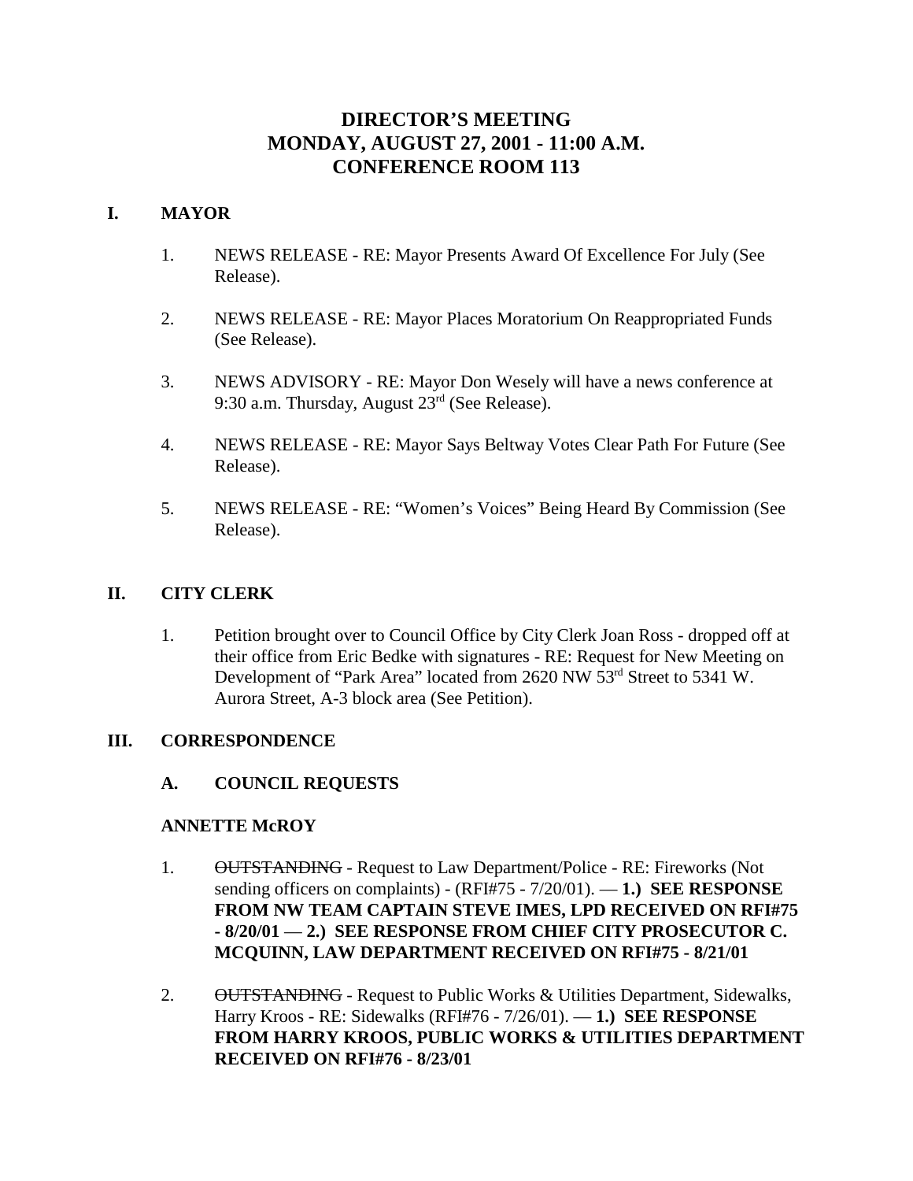# DIRECTOR'S MEETING
# MONDAY, AUGUST 27, 2001 - 11:00 A.M.
# CONFERENCE ROOM 113

## I. MAYOR

1. NEWS RELEASE - RE: Mayor Presents Award Of Excellence For July (See Release).

2. NEWS RELEASE - RE: Mayor Places Moratorium On Reappropriated Funds (See Release).

3. NEWS ADVISORY - RE: Mayor Don Wesely will have a news conference at 9:30 a.m. Thursday, August 23rd (See Release).

4. NEWS RELEASE - RE: Mayor Says Beltway Votes Clear Path For Future (See Release).

5. NEWS RELEASE - RE: "Women's Voices" Being Heard By Commission (See Release).

## II. CITY CLERK

1. Petition brought over to Council Office by City Clerk Joan Ross - dropped off at their office from Eric Bedke with signatures - RE: Request for New Meeting on Development of "Park Area" located from 2620 NW 53rd Street to 5341 W. Aurora Street, A-3 block area (See Petition).

## III. CORRESPONDENCE

### A. COUNCIL REQUESTS

**ANNETTE McROY**

1. ~~OUTSTANDING~~ - Request to Law Department/Police - RE: Fireworks (Not sending officers on complaints) - (RFI#75 - 7/20/01). — **1.) SEE RESPONSE FROM NW TEAM CAPTAIN STEVE IMES, LPD RECEIVED ON RFI#75 - 8/20/01** — **2.) SEE RESPONSE FROM CHIEF CITY PROSECUTOR C. MCQUINN, LAW DEPARTMENT RECEIVED ON RFI#75 - 8/21/01**

2. ~~OUTSTANDING~~ - Request to Public Works & Utilities Department, Sidewalks, Harry Kroos - RE: Sidewalks (RFI#76 - 7/26/01). — **1.) SEE RESPONSE FROM HARRY KROOS, PUBLIC WORKS & UTILITIES DEPARTMENT RECEIVED ON RFI#76 - 8/23/01**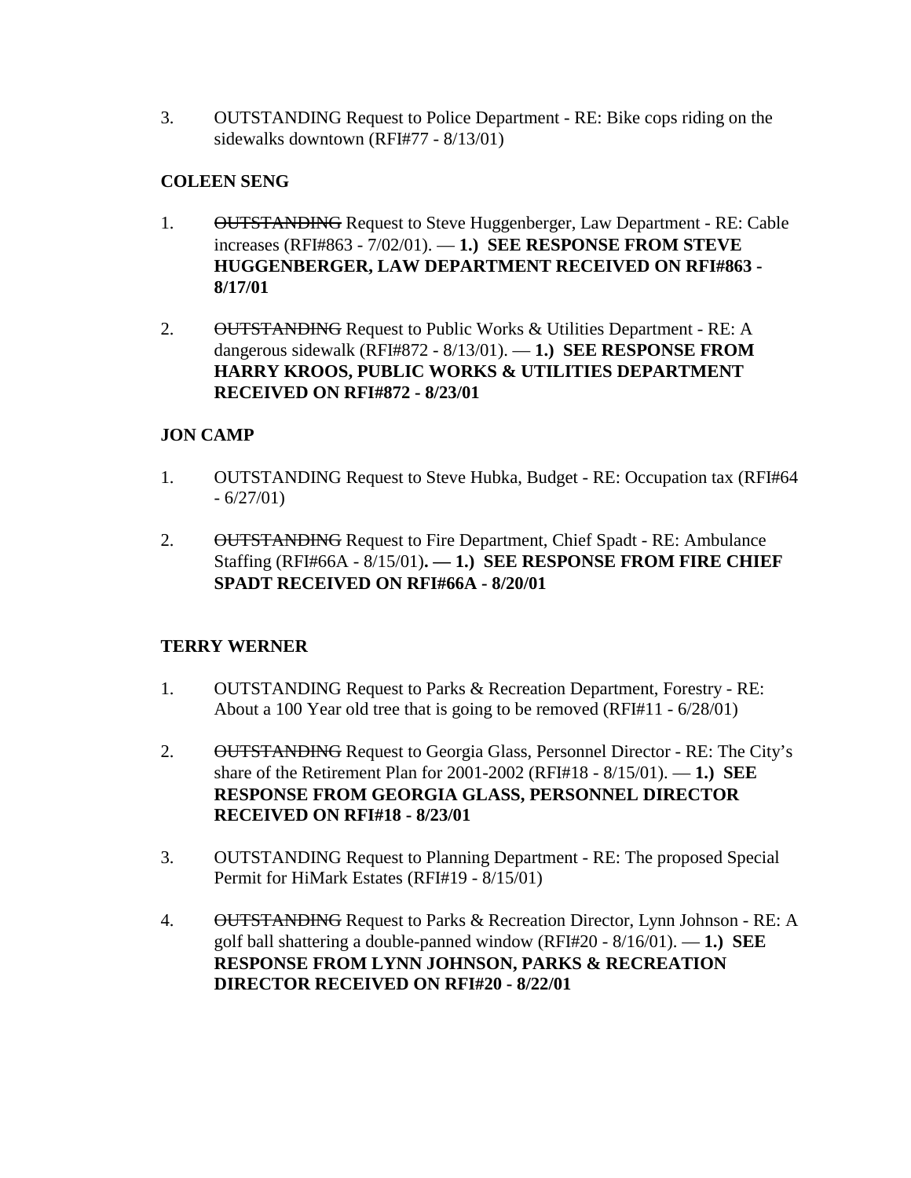3. OUTSTANDING Request to Police Department - RE: Bike cops riding on the sidewalks downtown (RFI#77 - 8/13/01)

**COLEEN SENG**

1. ~~OUTSTANDING~~ Request to Steve Huggenberger, Law Department - RE: Cable increases (RFI#863 - 7/02/01). — **1.) SEE RESPONSE FROM STEVE HUGGENBERGER, LAW DEPARTMENT RECEIVED ON RFI#863 - 8/17/01**

2. ~~OUTSTANDING~~ Request to Public Works & Utilities Department - RE: A dangerous sidewalk (RFI#872 - 8/13/01). — **1.) SEE RESPONSE FROM HARRY KROOS, PUBLIC WORKS & UTILITIES DEPARTMENT RECEIVED ON RFI#872 - 8/23/01**

**JON CAMP**

1. OUTSTANDING Request to Steve Hubka, Budget - RE: Occupation tax (RFI#64 - 6/27/01)

2. ~~OUTSTANDING~~ Request to Fire Department, Chief Spadt - RE: Ambulance Staffing (RFI#66A - 8/15/01)**. — 1.) SEE RESPONSE FROM FIRE CHIEF SPADT RECEIVED ON RFI#66A - 8/20/01**

**TERRY WERNER**

1. OUTSTANDING Request to Parks & Recreation Department, Forestry - RE: About a 100 Year old tree that is going to be removed (RFI#11 - 6/28/01)

2. ~~OUTSTANDING~~ Request to Georgia Glass, Personnel Director - RE: The City's share of the Retirement Plan for 2001-2002 (RFI#18 - 8/15/01). — **1.) SEE RESPONSE FROM GEORGIA GLASS, PERSONNEL DIRECTOR RECEIVED ON RFI#18 - 8/23/01**

3. OUTSTANDING Request to Planning Department - RE: The proposed Special Permit for HiMark Estates (RFI#19 - 8/15/01)

4. ~~OUTSTANDING~~ Request to Parks & Recreation Director, Lynn Johnson - RE: A golf ball shattering a double-panned window (RFI#20 - 8/16/01). — **1.) SEE RESPONSE FROM LYNN JOHNSON, PARKS & RECREATION DIRECTOR RECEIVED ON RFI#20 - 8/22/01**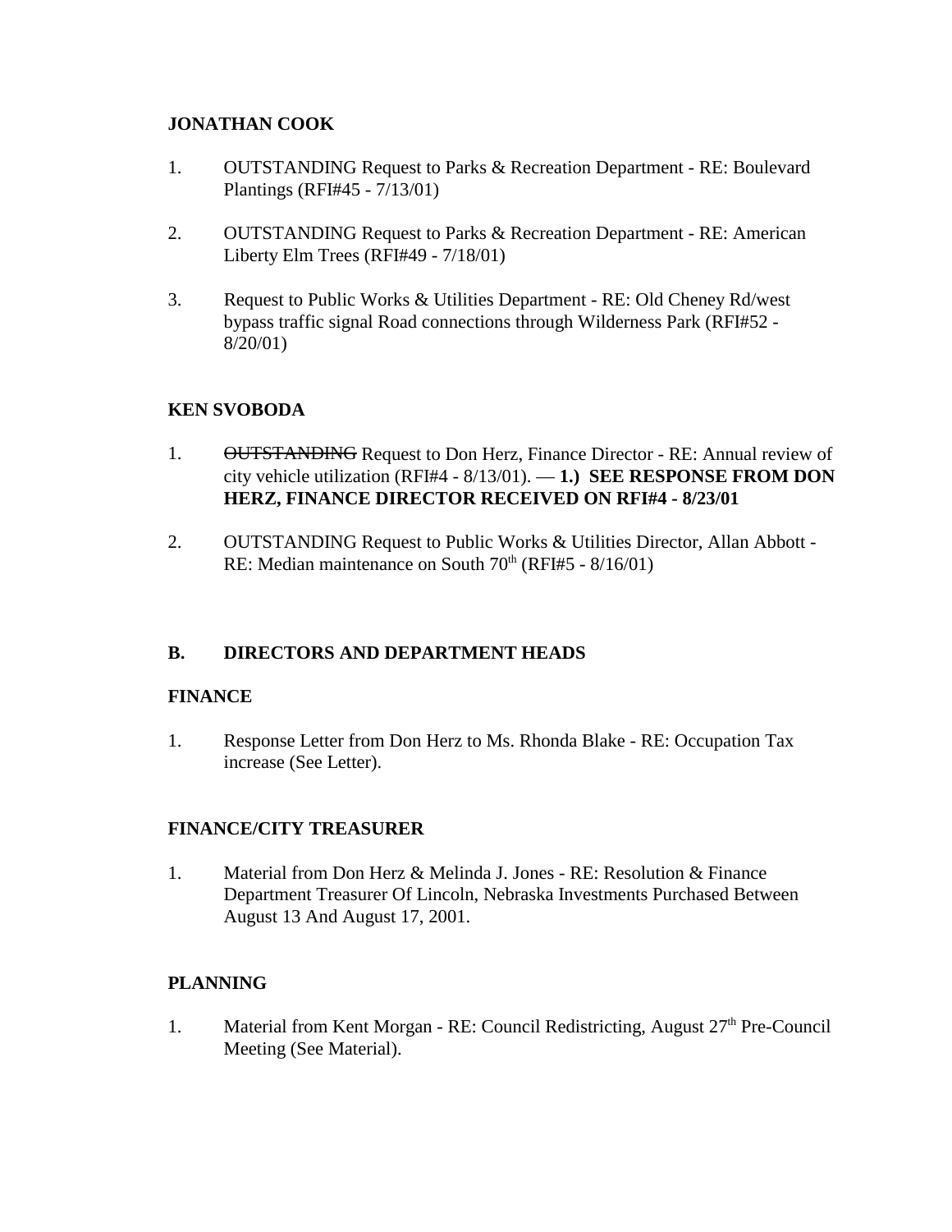**JONATHAN COOK**

1. OUTSTANDING Request to Parks & Recreation Department - RE: Boulevard Plantings (RFI#45 - 7/13/01)

2. OUTSTANDING Request to Parks & Recreation Department - RE: American Liberty Elm Trees (RFI#49 - 7/18/01)

3. Request to Public Works & Utilities Department - RE: Old Cheney Rd/west bypass traffic signal Road connections through Wilderness Park (RFI#52 - 8/20/01)

**KEN SVOBODA**

1. ~~OUTSTANDING~~ Request to Don Herz, Finance Director - RE: Annual review of city vehicle utilization (RFI#4 - 8/13/01). — **1.) SEE RESPONSE FROM DON HERZ, FINANCE DIRECTOR RECEIVED ON RFI#4 - 8/23/01**

2. OUTSTANDING Request to Public Works & Utilities Director, Allan Abbott - RE: Median maintenance on South 70$^{th}$ (RFI#5 - 8/16/01)

## B. DIRECTORS AND DEPARTMENT HEADS

**FINANCE**

1. Response Letter from Don Herz to Ms. Rhonda Blake - RE: Occupation Tax increase (See Letter).

**FINANCE/CITY TREASURER**

1. Material from Don Herz & Melinda J. Jones - RE: Resolution & Finance Department Treasurer Of Lincoln, Nebraska Investments Purchased Between August 13 And August 17, 2001.

**PLANNING**

1. Material from Kent Morgan - RE: Council Redistricting, August 27$^{th}$ Pre-Council Meeting (See Material).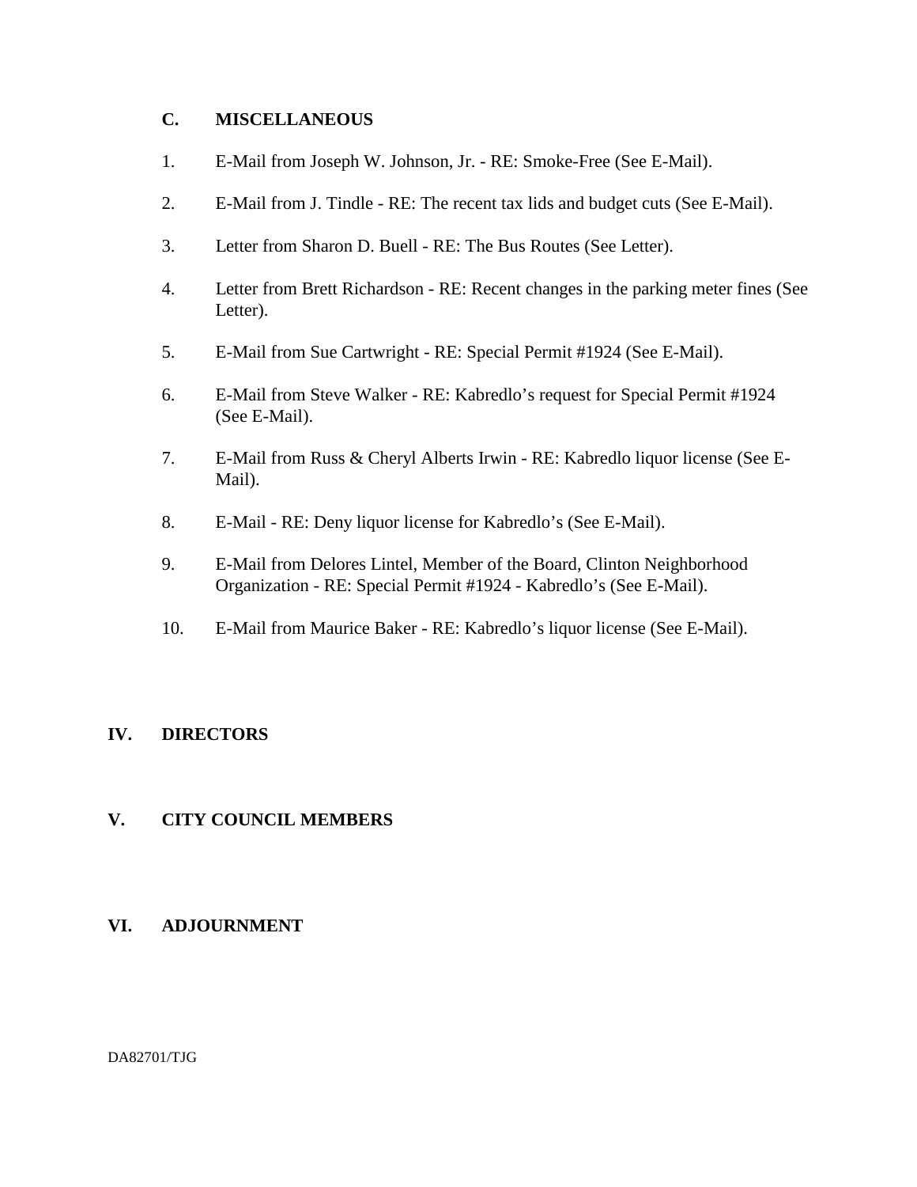### C. MISCELLANEOUS

1. E-Mail from Joseph W. Johnson, Jr. - RE: Smoke-Free (See E-Mail).

2. E-Mail from J. Tindle - RE: The recent tax lids and budget cuts (See E-Mail).

3. Letter from Sharon D. Buell - RE: The Bus Routes (See Letter).

4. Letter from Brett Richardson - RE: Recent changes in the parking meter fines (See Letter).

5. E-Mail from Sue Cartwright - RE: Special Permit #1924 (See E-Mail).

6. E-Mail from Steve Walker - RE: Kabredlo's request for Special Permit #1924 (See E-Mail).

7. E-Mail from Russ & Cheryl Alberts Irwin - RE: Kabredlo liquor license (See E-Mail).

8. E-Mail - RE: Deny liquor license for Kabredlo's (See E-Mail).

9. E-Mail from Delores Lintel, Member of the Board, Clinton Neighborhood Organization - RE: Special Permit #1924 - Kabredlo's (See E-Mail).

10. E-Mail from Maurice Baker - RE: Kabredlo's liquor license (See E-Mail).

## IV. DIRECTORS

## V. CITY COUNCIL MEMBERS

## VI. ADJOURNMENT

DA82701/TJG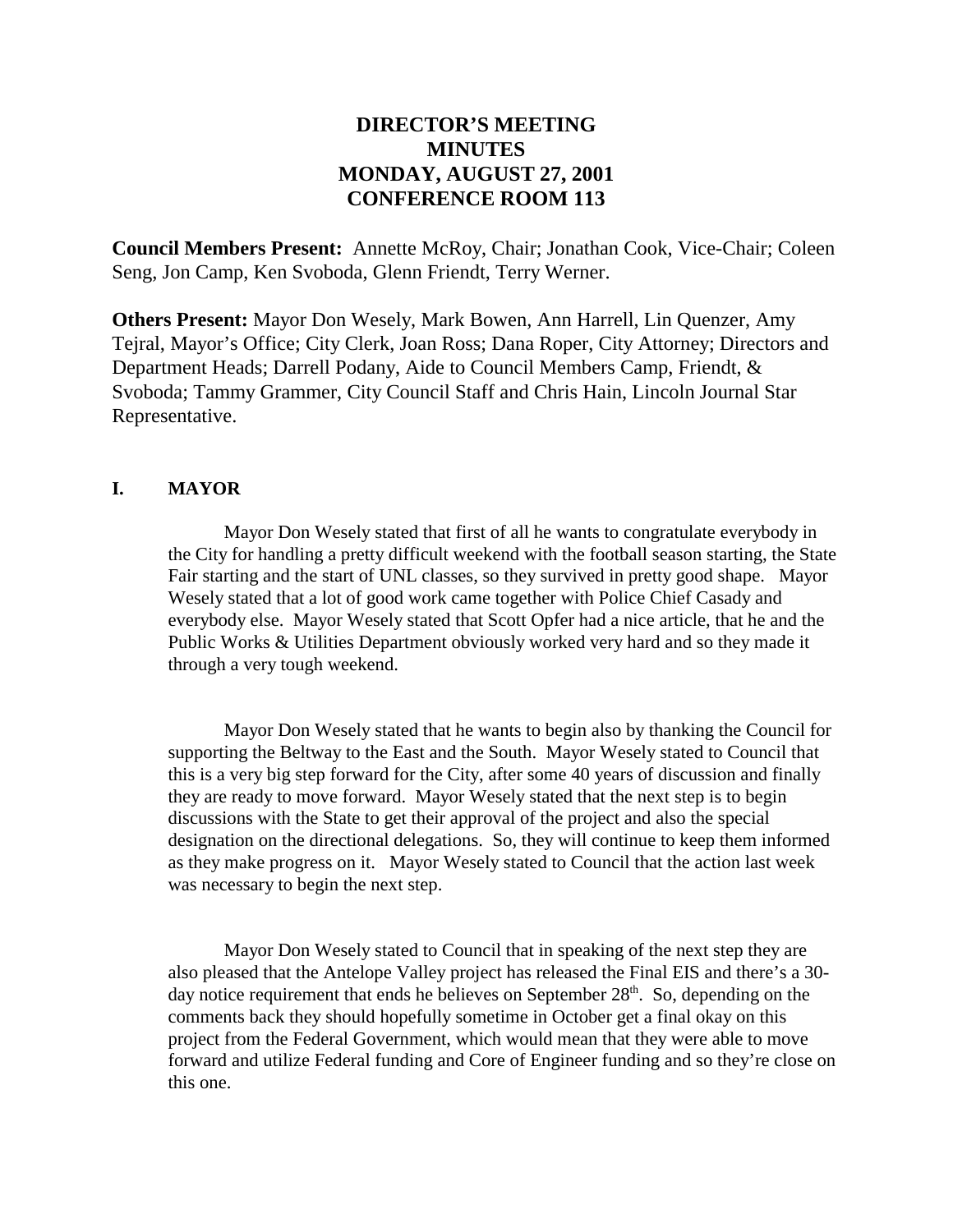# DIRECTOR'S MEETING
# MINUTES
# MONDAY, AUGUST 27, 2001
# CONFERENCE ROOM 113

**Council Members Present:** Annette McRoy, Chair; Jonathan Cook, Vice-Chair; Coleen Seng, Jon Camp, Ken Svoboda, Glenn Friendt, Terry Werner.

**Others Present:** Mayor Don Wesely, Mark Bowen, Ann Harrell, Lin Quenzer, Amy Tejral, Mayor's Office; City Clerk, Joan Ross; Dana Roper, City Attorney; Directors and Department Heads; Darrell Podany, Aide to Council Members Camp, Friendt, & Svoboda; Tammy Grammer, City Council Staff and Chris Hain, Lincoln Journal Star Representative.

## I. MAYOR

Mayor Don Wesely stated that first of all he wants to congratulate everybody in the City for handling a pretty difficult weekend with the football season starting, the State Fair starting and the start of UNL classes, so they survived in pretty good shape. Mayor Wesely stated that a lot of good work came together with Police Chief Casady and everybody else. Mayor Wesely stated that Scott Opfer had a nice article, that he and the Public Works & Utilities Department obviously worked very hard and so they made it through a very tough weekend.

Mayor Don Wesely stated that he wants to begin also by thanking the Council for supporting the Beltway to the East and the South. Mayor Wesely stated to Council that this is a very big step forward for the City, after some 40 years of discussion and finally they are ready to move forward. Mayor Wesely stated that the next step is to begin discussions with the State to get their approval of the project and also the special designation on the directional delegations. So, they will continue to keep them informed as they make progress on it. Mayor Wesely stated to Council that the action last week was necessary to begin the next step.

Mayor Don Wesely stated to Council that in speaking of the next step they are also pleased that the Antelope Valley project has released the Final EIS and there's a 30-day notice requirement that ends he believes on September 28th. So, depending on the comments back they should hopefully sometime in October get a final okay on this project from the Federal Government, which would mean that they were able to move forward and utilize Federal funding and Core of Engineer funding and so they're close on this one.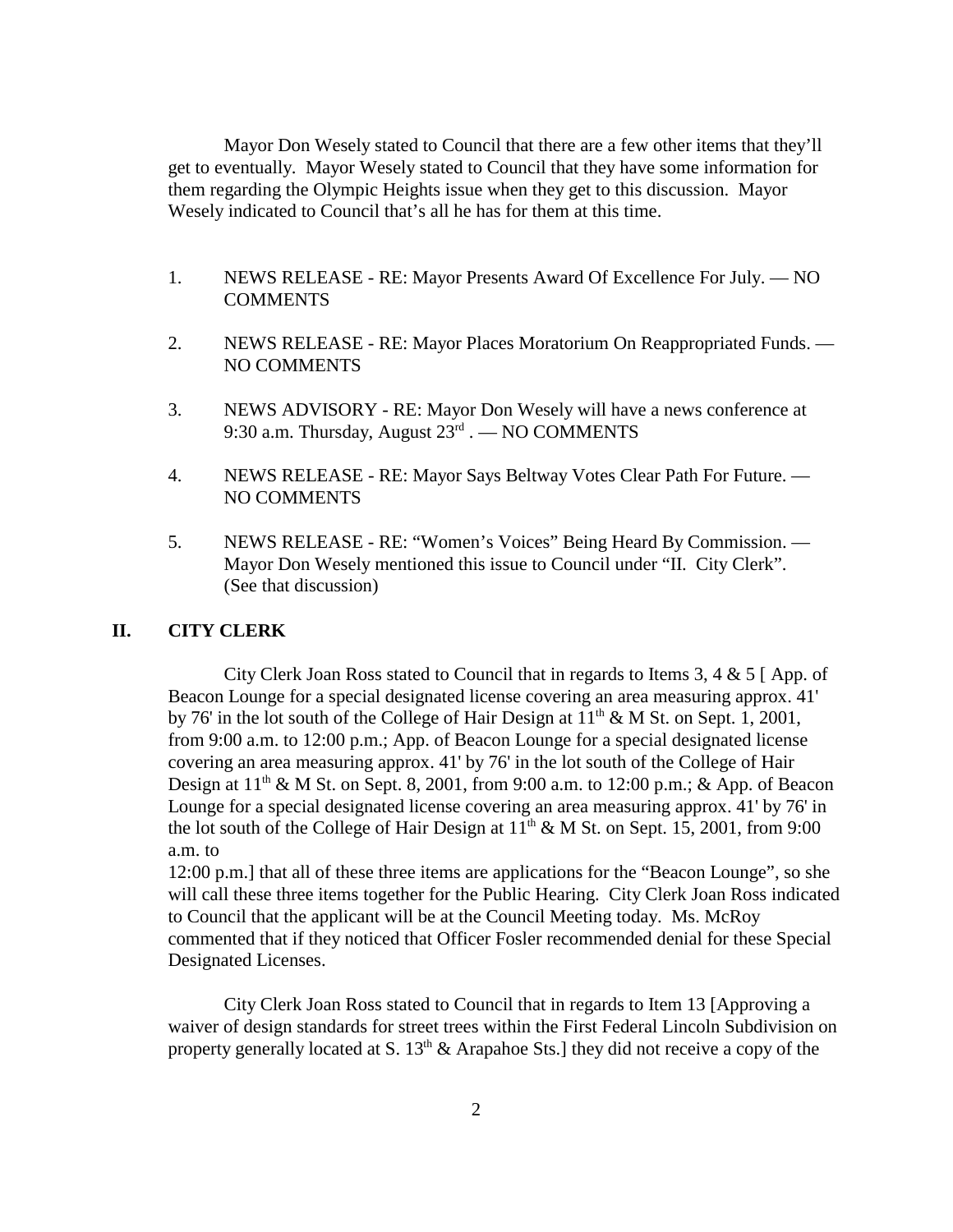Mayor Don Wesely stated to Council that there are a few other items that they'll get to eventually. Mayor Wesely stated to Council that they have some information for them regarding the Olympic Heights issue when they get to this discussion. Mayor Wesely indicated to Council that's all he has for them at this time.

1. NEWS RELEASE - RE: Mayor Presents Award Of Excellence For July. — NO COMMENTS

2. NEWS RELEASE - RE: Mayor Places Moratorium On Reappropriated Funds. — NO COMMENTS

3. NEWS ADVISORY - RE: Mayor Don Wesely will have a news conference at 9:30 a.m. Thursday, August 23rd . — NO COMMENTS

4. NEWS RELEASE - RE: Mayor Says Beltway Votes Clear Path For Future. — NO COMMENTS

5. NEWS RELEASE - RE: "Women's Voices" Being Heard By Commission. — Mayor Don Wesely mentioned this issue to Council under "II. City Clerk". (See that discussion)

## II. CITY CLERK

City Clerk Joan Ross stated to Council that in regards to Items 3, 4 & 5 [ App. of Beacon Lounge for a special designated license covering an area measuring approx. 41' by 76' in the lot south of the College of Hair Design at 11th & M St. on Sept. 1, 2001, from 9:00 a.m. to 12:00 p.m.; App. of Beacon Lounge for a special designated license covering an area measuring approx. 41' by 76' in the lot south of the College of Hair Design at 11th & M St. on Sept. 8, 2001, from 9:00 a.m. to 12:00 p.m.; & App. of Beacon Lounge for a special designated license covering an area measuring approx. 41' by 76' in the lot south of the College of Hair Design at 11th & M St. on Sept. 15, 2001, from 9:00 a.m. to
12:00 p.m.] that all of these three items are applications for the "Beacon Lounge", so she will call these three items together for the Public Hearing. City Clerk Joan Ross indicated to Council that the applicant will be at the Council Meeting today. Ms. McRoy commented that if they noticed that Officer Fosler recommended denial for these Special Designated Licenses.

City Clerk Joan Ross stated to Council that in regards to Item 13 [Approving a waiver of design standards for street trees within the First Federal Lincoln Subdivision on property generally located at S. 13th & Arapahoe Sts.] they did not receive a copy of the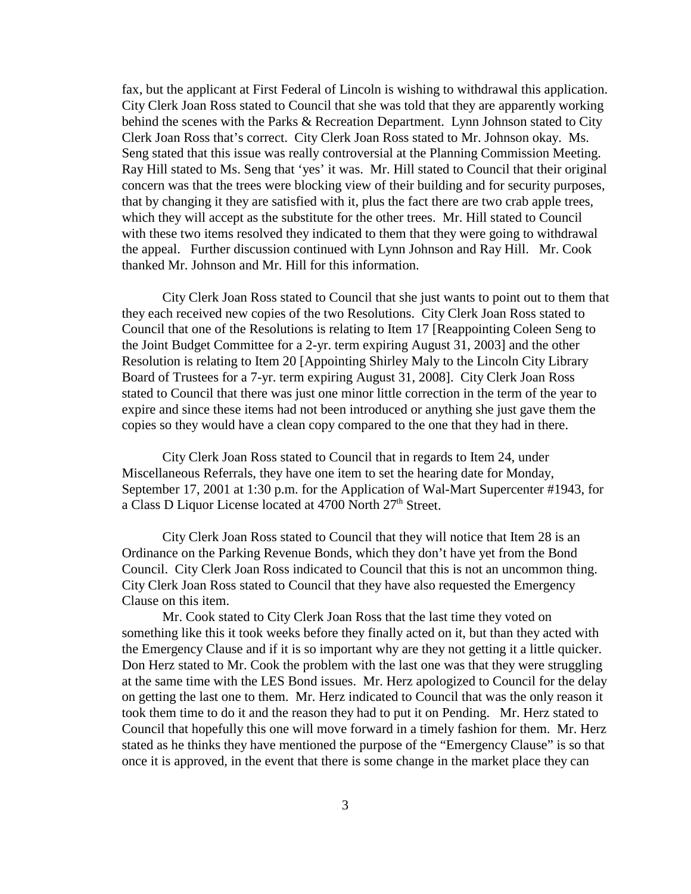fax, but the applicant at First Federal of Lincoln is wishing to withdrawal this application. City Clerk Joan Ross stated to Council that she was told that they are apparently working behind the scenes with the Parks & Recreation Department. Lynn Johnson stated to City Clerk Joan Ross that's correct. City Clerk Joan Ross stated to Mr. Johnson okay. Ms. Seng stated that this issue was really controversial at the Planning Commission Meeting. Ray Hill stated to Ms. Seng that 'yes' it was. Mr. Hill stated to Council that their original concern was that the trees were blocking view of their building and for security purposes, that by changing it they are satisfied with it, plus the fact there are two crab apple trees, which they will accept as the substitute for the other trees. Mr. Hill stated to Council with these two items resolved they indicated to them that they were going to withdrawal the appeal. Further discussion continued with Lynn Johnson and Ray Hill. Mr. Cook thanked Mr. Johnson and Mr. Hill for this information.

City Clerk Joan Ross stated to Council that she just wants to point out to them that they each received new copies of the two Resolutions. City Clerk Joan Ross stated to Council that one of the Resolutions is relating to Item 17 [Reappointing Coleen Seng to the Joint Budget Committee for a 2-yr. term expiring August 31, 2003] and the other Resolution is relating to Item 20 [Appointing Shirley Maly to the Lincoln City Library Board of Trustees for a 7-yr. term expiring August 31, 2008]. City Clerk Joan Ross stated to Council that there was just one minor little correction in the term of the year to expire and since these items had not been introduced or anything she just gave them the copies so they would have a clean copy compared to the one that they had in there.

City Clerk Joan Ross stated to Council that in regards to Item 24, under Miscellaneous Referrals, they have one item to set the hearing date for Monday, September 17, 2001 at 1:30 p.m. for the Application of Wal-Mart Supercenter #1943, for a Class D Liquor License located at 4700 North 27th Street.

City Clerk Joan Ross stated to Council that they will notice that Item 28 is an Ordinance on the Parking Revenue Bonds, which they don't have yet from the Bond Council. City Clerk Joan Ross indicated to Council that this is not an uncommon thing. City Clerk Joan Ross stated to Council that they have also requested the Emergency Clause on this item.

Mr. Cook stated to City Clerk Joan Ross that the last time they voted on something like this it took weeks before they finally acted on it, but than they acted with the Emergency Clause and if it is so important why are they not getting it a little quicker. Don Herz stated to Mr. Cook the problem with the last one was that they were struggling at the same time with the LES Bond issues. Mr. Herz apologized to Council for the delay on getting the last one to them. Mr. Herz indicated to Council that was the only reason it took them time to do it and the reason they had to put it on Pending. Mr. Herz stated to Council that hopefully this one will move forward in a timely fashion for them. Mr. Herz stated as he thinks they have mentioned the purpose of the "Emergency Clause" is so that once it is approved, in the event that there is some change in the market place they can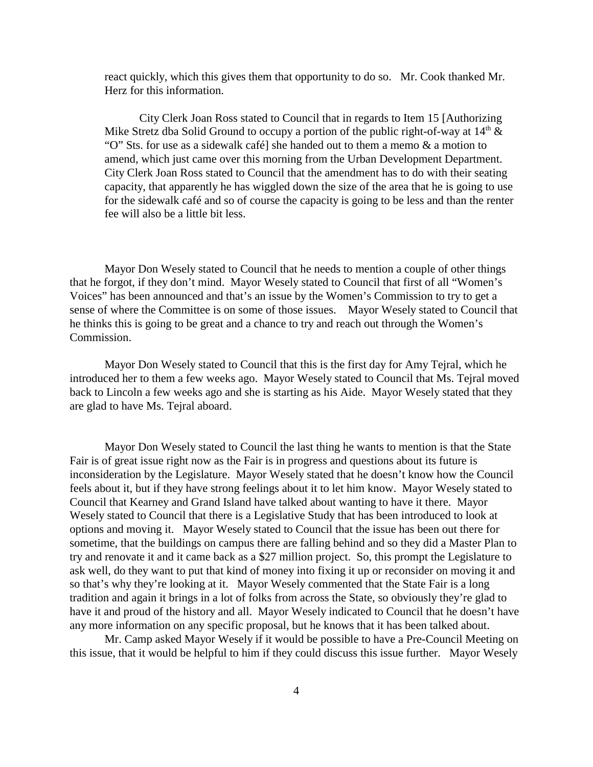react quickly, which this gives them that opportunity to do so. Mr. Cook thanked Mr. Herz for this information.

City Clerk Joan Ross stated to Council that in regards to Item 15 [Authorizing Mike Stretz dba Solid Ground to occupy a portion of the public right-of-way at 14th & "O" Sts. for use as a sidewalk café] she handed out to them a memo & a motion to amend, which just came over this morning from the Urban Development Department. City Clerk Joan Ross stated to Council that the amendment has to do with their seating capacity, that apparently he has wiggled down the size of the area that he is going to use for the sidewalk café and so of course the capacity is going to be less and than the renter fee will also be a little bit less.

Mayor Don Wesely stated to Council that he needs to mention a couple of other things that he forgot, if they don't mind. Mayor Wesely stated to Council that first of all "Women's Voices" has been announced and that's an issue by the Women's Commission to try to get a sense of where the Committee is on some of those issues. Mayor Wesely stated to Council that he thinks this is going to be great and a chance to try and reach out through the Women's Commission.

Mayor Don Wesely stated to Council that this is the first day for Amy Tejral, which he introduced her to them a few weeks ago. Mayor Wesely stated to Council that Ms. Tejral moved back to Lincoln a few weeks ago and she is starting as his Aide. Mayor Wesely stated that they are glad to have Ms. Tejral aboard.

Mayor Don Wesely stated to Council the last thing he wants to mention is that the State Fair is of great issue right now as the Fair is in progress and questions about its future is inconsideration by the Legislature. Mayor Wesely stated that he doesn't know how the Council feels about it, but if they have strong feelings about it to let him know. Mayor Wesely stated to Council that Kearney and Grand Island have talked about wanting to have it there. Mayor Wesely stated to Council that there is a Legislative Study that has been introduced to look at options and moving it. Mayor Wesely stated to Council that the issue has been out there for sometime, that the buildings on campus there are falling behind and so they did a Master Plan to try and renovate it and it came back as a $27 million project. So, this prompt the Legislature to ask well, do they want to put that kind of money into fixing it up or reconsider on moving it and so that's why they're looking at it. Mayor Wesely commented that the State Fair is a long tradition and again it brings in a lot of folks from across the State, so obviously they're glad to have it and proud of the history and all. Mayor Wesely indicated to Council that he doesn't have any more information on any specific proposal, but he knows that it has been talked about.

Mr. Camp asked Mayor Wesely if it would be possible to have a Pre-Council Meeting on this issue, that it would be helpful to him if they could discuss this issue further. Mayor Wesely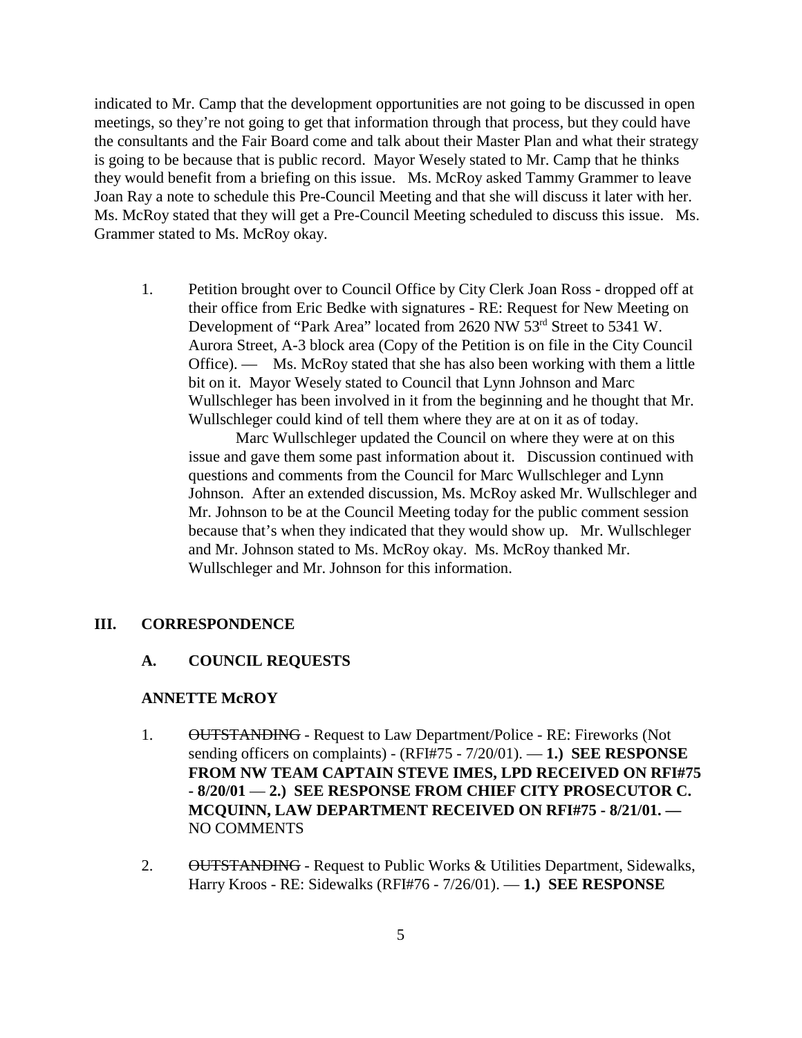indicated to Mr. Camp that the development opportunities are not going to be discussed in open meetings, so they're not going to get that information through that process, but they could have the consultants and the Fair Board come and talk about their Master Plan and what their strategy is going to be because that is public record. Mayor Wesely stated to Mr. Camp that he thinks they would benefit from a briefing on this issue. Ms. McRoy asked Tammy Grammer to leave Joan Ray a note to schedule this Pre-Council Meeting and that she will discuss it later with her. Ms. McRoy stated that they will get a Pre-Council Meeting scheduled to discuss this issue. Ms. Grammer stated to Ms. McRoy okay.

1. Petition brought over to Council Office by City Clerk Joan Ross - dropped off at their office from Eric Bedke with signatures - RE: Request for New Meeting on Development of "Park Area" located from 2620 NW 53rd Street to 5341 W. Aurora Street, A-3 block area (Copy of the Petition is on file in the City Council Office). — Ms. McRoy stated that she has also been working with them a little bit on it. Mayor Wesely stated to Council that Lynn Johnson and Marc Wullschleger has been involved in it from the beginning and he thought that Mr. Wullschleger could kind of tell them where they are at on it as of today.

   Marc Wullschleger updated the Council on where they were at on this issue and gave them some past information about it. Discussion continued with questions and comments from the Council for Marc Wullschleger and Lynn Johnson. After an extended discussion, Ms. McRoy asked Mr. Wullschleger and Mr. Johnson to be at the Council Meeting today for the public comment session because that's when they indicated that they would show up. Mr. Wullschleger and Mr. Johnson stated to Ms. McRoy okay. Ms. McRoy thanked Mr. Wullschleger and Mr. Johnson for this information.

## III. CORRESPONDENCE

### A. COUNCIL REQUESTS

#### ANNETTE McROY

1. ~~OUTSTANDING~~ - Request to Law Department/Police - RE: Fireworks (Not sending officers on complaints) - (RFI#75 - 7/20/01). — **1.) SEE RESPONSE FROM NW TEAM CAPTAIN STEVE IMES, LPD RECEIVED ON RFI#75 - 8/20/01** — **2.) SEE RESPONSE FROM CHIEF CITY PROSECUTOR C. MCQUINN, LAW DEPARTMENT RECEIVED ON RFI#75 - 8/21/01. —** NO COMMENTS

2. ~~OUTSTANDING~~ - Request to Public Works & Utilities Department, Sidewalks, Harry Kroos - RE: Sidewalks (RFI#76 - 7/26/01). — **1.) SEE RESPONSE**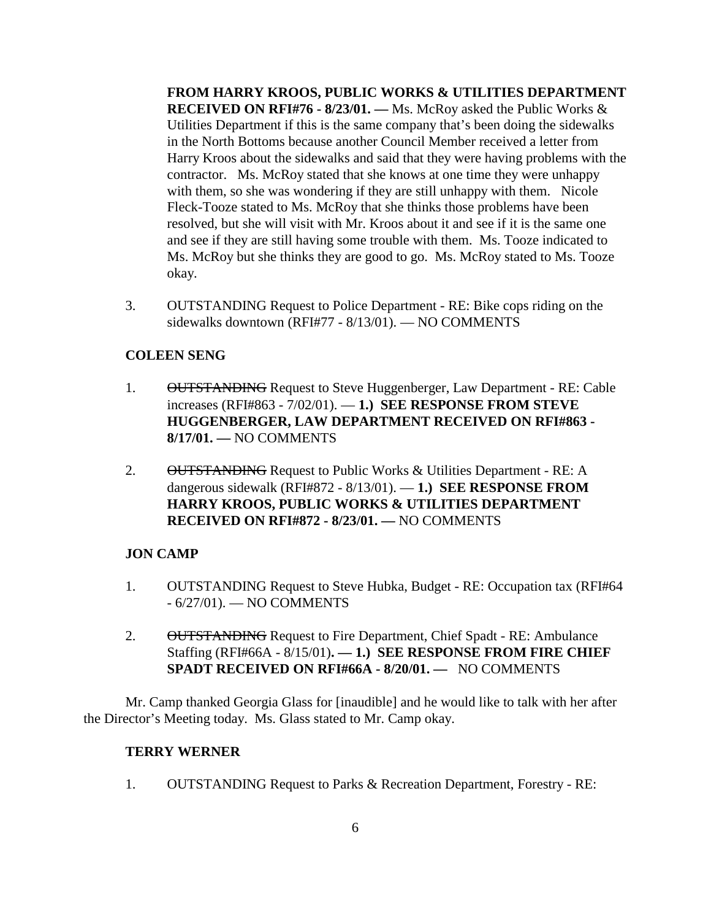**FROM HARRY KROOS, PUBLIC WORKS & UTILITIES DEPARTMENT RECEIVED ON RFI#76 - 8/23/01. —** Ms. McRoy asked the Public Works & Utilities Department if this is the same company that's been doing the sidewalks in the North Bottoms because another Council Member received a letter from Harry Kroos about the sidewalks and said that they were having problems with the contractor. Ms. McRoy stated that she knows at one time they were unhappy with them, so she was wondering if they are still unhappy with them. Nicole Fleck-Tooze stated to Ms. McRoy that she thinks those problems have been resolved, but she will visit with Mr. Kroos about it and see if it is the same one and see if they are still having some trouble with them. Ms. Tooze indicated to Ms. McRoy but she thinks they are good to go. Ms. McRoy stated to Ms. Tooze okay.

3. OUTSTANDING Request to Police Department - RE: Bike cops riding on the sidewalks downtown (RFI#77 - 8/13/01). — NO COMMENTS

**COLEEN SENG**

1. ~~OUTSTANDING~~ Request to Steve Huggenberger, Law Department - RE: Cable increases (RFI#863 - 7/02/01). — **1.) SEE RESPONSE FROM STEVE HUGGENBERGER, LAW DEPARTMENT RECEIVED ON RFI#863 - 8/17/01. —** NO COMMENTS

2. ~~OUTSTANDING~~ Request to Public Works & Utilities Department - RE: A dangerous sidewalk (RFI#872 - 8/13/01). — **1.) SEE RESPONSE FROM HARRY KROOS, PUBLIC WORKS & UTILITIES DEPARTMENT RECEIVED ON RFI#872 - 8/23/01. —** NO COMMENTS

**JON CAMP**

1. OUTSTANDING Request to Steve Hubka, Budget - RE: Occupation tax (RFI#64 - 6/27/01). — NO COMMENTS

2. ~~OUTSTANDING~~ Request to Fire Department, Chief Spadt - RE: Ambulance Staffing (RFI#66A - 8/15/01)**. — 1.) SEE RESPONSE FROM FIRE CHIEF SPADT RECEIVED ON RFI#66A - 8/20/01. —** NO COMMENTS

Mr. Camp thanked Georgia Glass for [inaudible] and he would like to talk with her after the Director's Meeting today. Ms. Glass stated to Mr. Camp okay.

**TERRY WERNER**

1. OUTSTANDING Request to Parks & Recreation Department, Forestry - RE: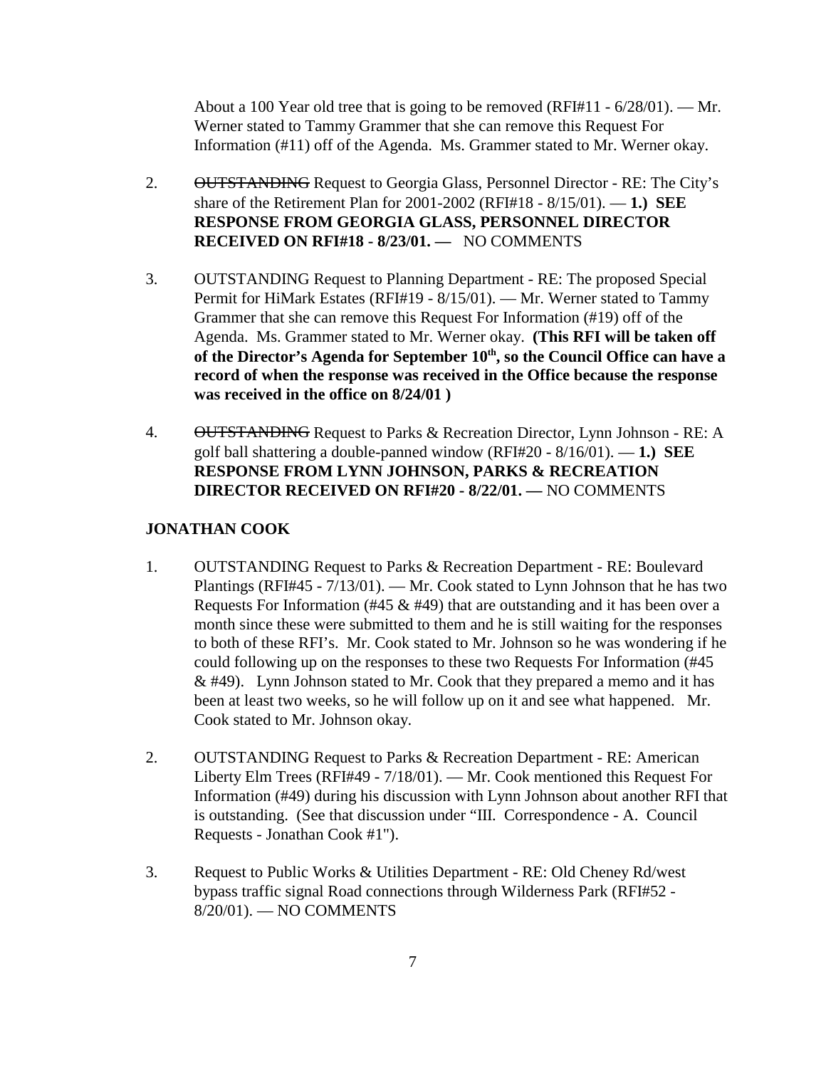About a 100 Year old tree that is going to be removed (RFI#11 - 6/28/01). — Mr. Werner stated to Tammy Grammer that she can remove this Request For Information (#11) off of the Agenda. Ms. Grammer stated to Mr. Werner okay.

2. ~~OUTSTANDING~~ Request to Georgia Glass, Personnel Director - RE: The City's share of the Retirement Plan for 2001-2002 (RFI#18 - 8/15/01). — **1.) SEE RESPONSE FROM GEORGIA GLASS, PERSONNEL DIRECTOR RECEIVED ON RFI#18 - 8/23/01. —** NO COMMENTS

3. OUTSTANDING Request to Planning Department - RE: The proposed Special Permit for HiMark Estates (RFI#19 - 8/15/01). — Mr. Werner stated to Tammy Grammer that she can remove this Request For Information (#19) off of the Agenda. Ms. Grammer stated to Mr. Werner okay. **(This RFI will be taken off of the Director's Agenda for September 10th, so the Council Office can have a record of when the response was received in the Office because the response was received in the office on 8/24/01 )**

4. ~~OUTSTANDING~~ Request to Parks & Recreation Director, Lynn Johnson - RE: A golf ball shattering a double-panned window (RFI#20 - 8/16/01). — **1.) SEE RESPONSE FROM LYNN JOHNSON, PARKS & RECREATION DIRECTOR RECEIVED ON RFI#20 - 8/22/01. —** NO COMMENTS

**JONATHAN COOK**

1. OUTSTANDING Request to Parks & Recreation Department - RE: Boulevard Plantings (RFI#45 - 7/13/01). — Mr. Cook stated to Lynn Johnson that he has two Requests For Information (#45 & #49) that are outstanding and it has been over a month since these were submitted to them and he is still waiting for the responses to both of these RFI's. Mr. Cook stated to Mr. Johnson so he was wondering if he could following up on the responses to these two Requests For Information (#45 & #49). Lynn Johnson stated to Mr. Cook that they prepared a memo and it has been at least two weeks, so he will follow up on it and see what happened. Mr. Cook stated to Mr. Johnson okay.

2. OUTSTANDING Request to Parks & Recreation Department - RE: American Liberty Elm Trees (RFI#49 - 7/18/01). — Mr. Cook mentioned this Request For Information (#49) during his discussion with Lynn Johnson about another RFI that is outstanding. (See that discussion under "III. Correspondence - A. Council Requests - Jonathan Cook #1").

3. Request to Public Works & Utilities Department - RE: Old Cheney Rd/west bypass traffic signal Road connections through Wilderness Park (RFI#52 - 8/20/01). — NO COMMENTS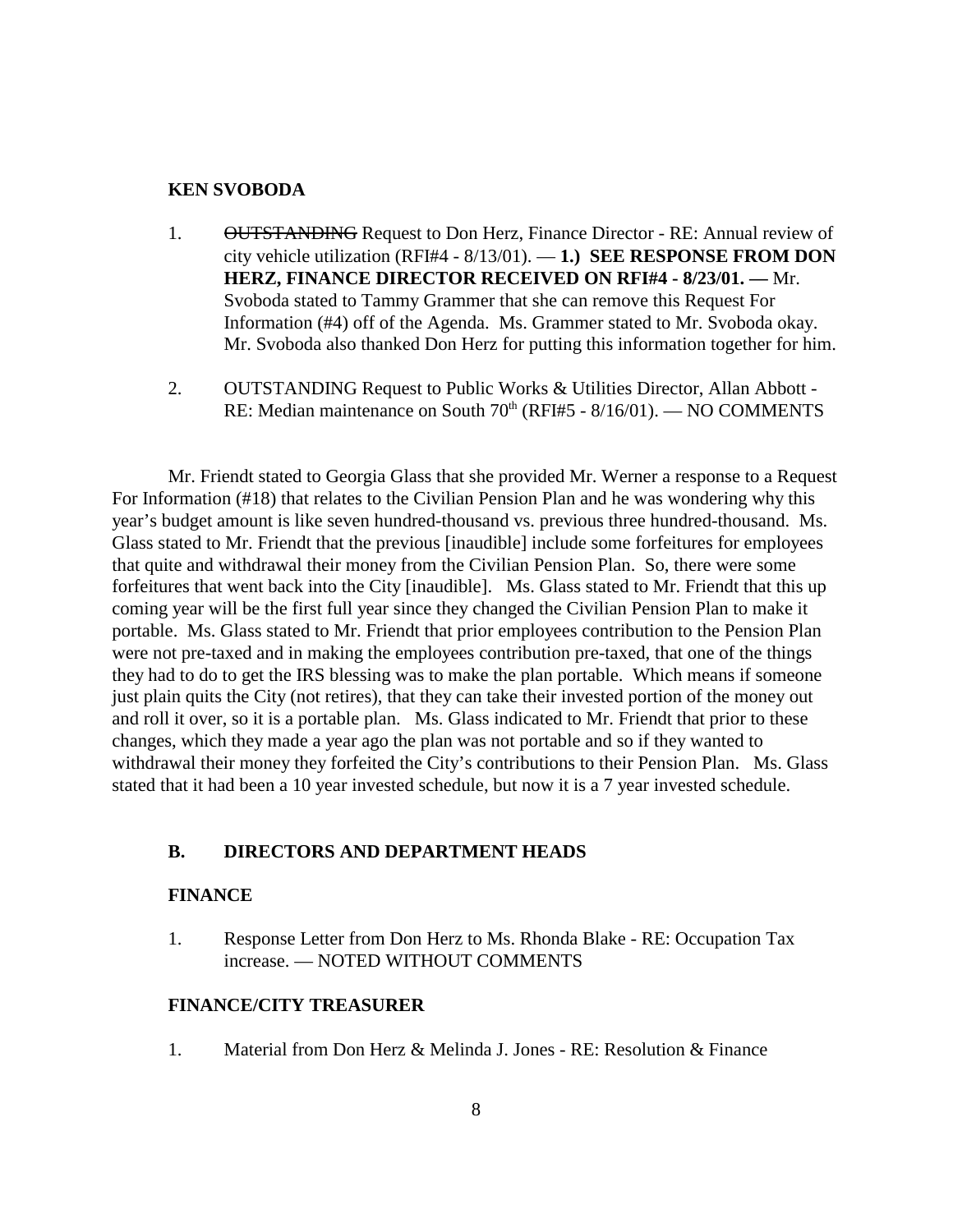**KEN SVOBODA**

1. ~~OUTSTANDING~~ Request to Don Herz, Finance Director - RE: Annual review of city vehicle utilization (RFI#4 - 8/13/01). — **1.) SEE RESPONSE FROM DON HERZ, FINANCE DIRECTOR RECEIVED ON RFI#4 - 8/23/01. —** Mr. Svoboda stated to Tammy Grammer that she can remove this Request For Information (#4) off of the Agenda. Ms. Grammer stated to Mr. Svoboda okay. Mr. Svoboda also thanked Don Herz for putting this information together for him.

2. OUTSTANDING Request to Public Works & Utilities Director, Allan Abbott - RE: Median maintenance on South 70th (RFI#5 - 8/16/01). — NO COMMENTS

Mr. Friendt stated to Georgia Glass that she provided Mr. Werner a response to a Request For Information (#18) that relates to the Civilian Pension Plan and he was wondering why this year's budget amount is like seven hundred-thousand vs. previous three hundred-thousand. Ms. Glass stated to Mr. Friendt that the previous [inaudible] include some forfeitures for employees that quite and withdrawal their money from the Civilian Pension Plan. So, there were some forfeitures that went back into the City [inaudible]. Ms. Glass stated to Mr. Friendt that this up coming year will be the first full year since they changed the Civilian Pension Plan to make it portable. Ms. Glass stated to Mr. Friendt that prior employees contribution to the Pension Plan were not pre-taxed and in making the employees contribution pre-taxed, that one of the things they had to do to get the IRS blessing was to make the plan portable. Which means if someone just plain quits the City (not retires), that they can take their invested portion of the money out and roll it over, so it is a portable plan. Ms. Glass indicated to Mr. Friendt that prior to these changes, which they made a year ago the plan was not portable and so if they wanted to withdrawal their money they forfeited the City's contributions to their Pension Plan. Ms. Glass stated that it had been a 10 year invested schedule, but now it is a 7 year invested schedule.

## B. DIRECTORS AND DEPARTMENT HEADS

**FINANCE**

1. Response Letter from Don Herz to Ms. Rhonda Blake - RE: Occupation Tax increase. — NOTED WITHOUT COMMENTS

**FINANCE/CITY TREASURER**

1. Material from Don Herz & Melinda J. Jones - RE: Resolution & Finance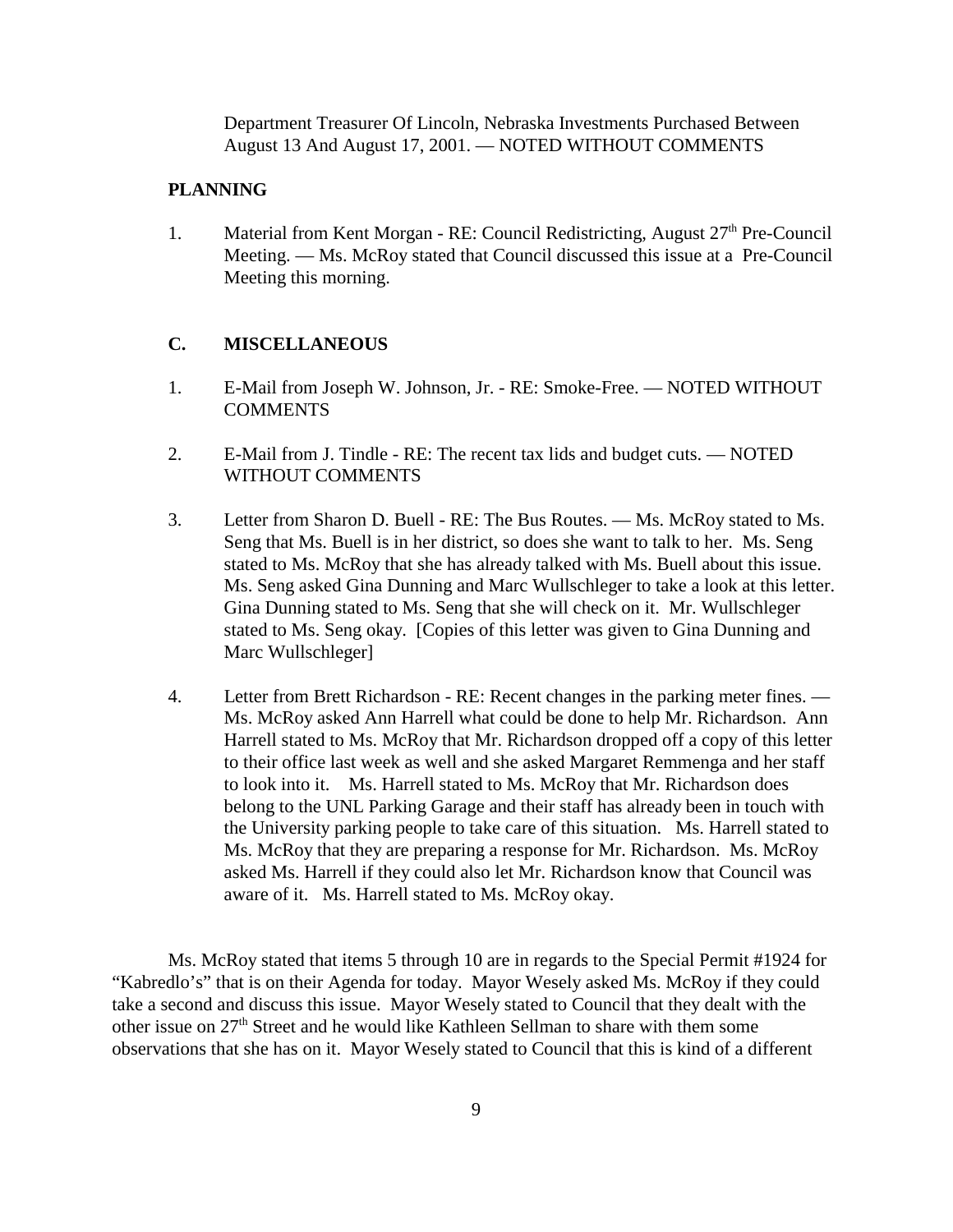Department Treasurer Of Lincoln, Nebraska Investments Purchased Between August 13 And August 17, 2001. — NOTED WITHOUT COMMENTS

**PLANNING**

1. Material from Kent Morgan - RE: Council Redistricting, August 27th Pre-Council Meeting. — Ms. McRoy stated that Council discussed this issue at a Pre-Council Meeting this morning.

**C. MISCELLANEOUS**

1. E-Mail from Joseph W. Johnson, Jr. - RE: Smoke-Free. — NOTED WITHOUT COMMENTS

2. E-Mail from J. Tindle - RE: The recent tax lids and budget cuts. — NOTED WITHOUT COMMENTS

3. Letter from Sharon D. Buell - RE: The Bus Routes. — Ms. McRoy stated to Ms. Seng that Ms. Buell is in her district, so does she want to talk to her. Ms. Seng stated to Ms. McRoy that she has already talked with Ms. Buell about this issue. Ms. Seng asked Gina Dunning and Marc Wullschleger to take a look at this letter. Gina Dunning stated to Ms. Seng that she will check on it. Mr. Wullschleger stated to Ms. Seng okay. [Copies of this letter was given to Gina Dunning and Marc Wullschleger]

4. Letter from Brett Richardson - RE: Recent changes in the parking meter fines. — Ms. McRoy asked Ann Harrell what could be done to help Mr. Richardson. Ann Harrell stated to Ms. McRoy that Mr. Richardson dropped off a copy of this letter to their office last week as well and she asked Margaret Remmenga and her staff to look into it. Ms. Harrell stated to Ms. McRoy that Mr. Richardson does belong to the UNL Parking Garage and their staff has already been in touch with the University parking people to take care of this situation. Ms. Harrell stated to Ms. McRoy that they are preparing a response for Mr. Richardson. Ms. McRoy asked Ms. Harrell if they could also let Mr. Richardson know that Council was aware of it. Ms. Harrell stated to Ms. McRoy okay.

Ms. McRoy stated that items 5 through 10 are in regards to the Special Permit #1924 for "Kabredlo's" that is on their Agenda for today. Mayor Wesely asked Ms. McRoy if they could take a second and discuss this issue. Mayor Wesely stated to Council that they dealt with the other issue on 27th Street and he would like Kathleen Sellman to share with them some observations that she has on it. Mayor Wesely stated to Council that this is kind of a different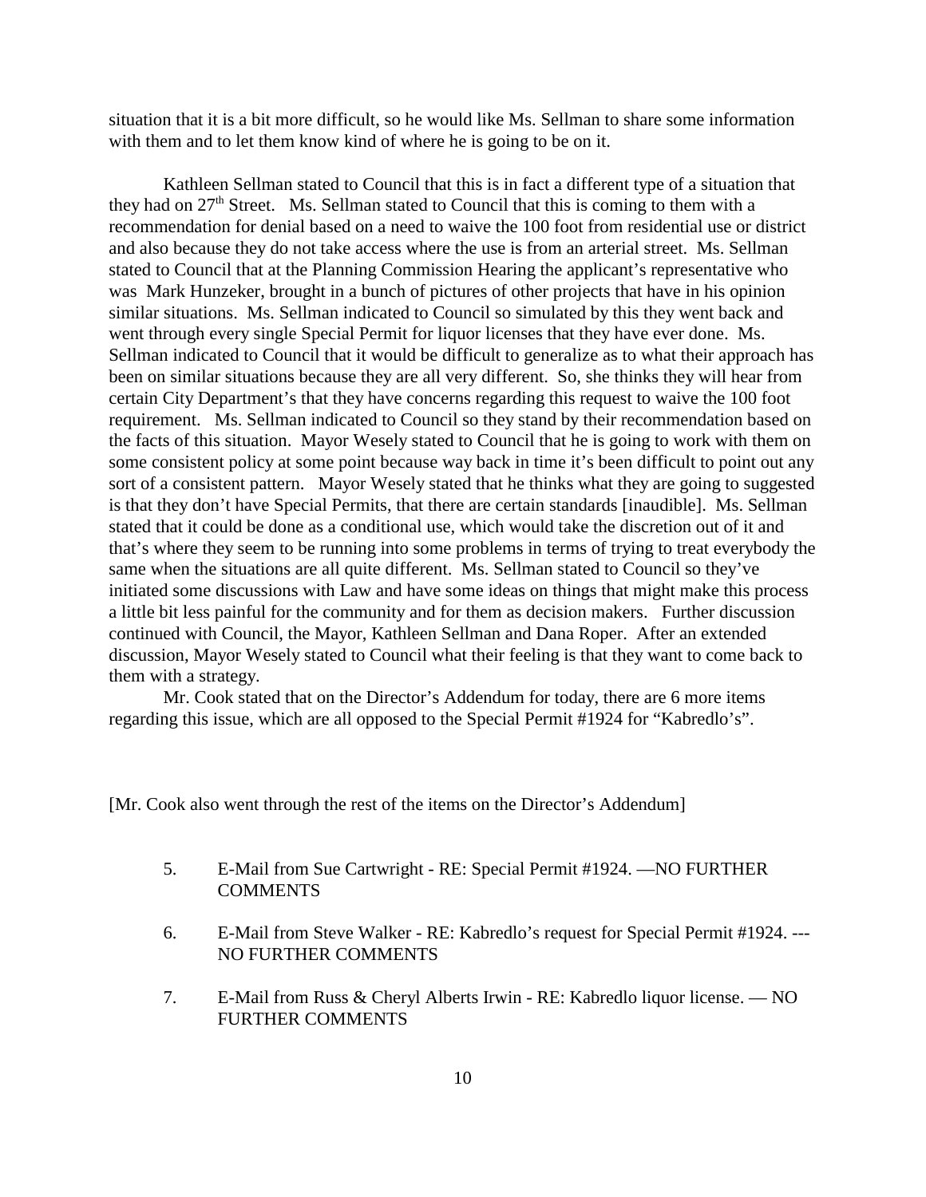situation that it is a bit more difficult, so he would like Ms. Sellman to share some information with them and to let them know kind of where he is going to be on it.

Kathleen Sellman stated to Council that this is in fact a different type of a situation that they had on 27th Street. Ms. Sellman stated to Council that this is coming to them with a recommendation for denial based on a need to waive the 100 foot from residential use or district and also because they do not take access where the use is from an arterial street. Ms. Sellman stated to Council that at the Planning Commission Hearing the applicant's representative who was Mark Hunzeker, brought in a bunch of pictures of other projects that have in his opinion similar situations. Ms. Sellman indicated to Council so simulated by this they went back and went through every single Special Permit for liquor licenses that they have ever done. Ms. Sellman indicated to Council that it would be difficult to generalize as to what their approach has been on similar situations because they are all very different. So, she thinks they will hear from certain City Department's that they have concerns regarding this request to waive the 100 foot requirement. Ms. Sellman indicated to Council so they stand by their recommendation based on the facts of this situation. Mayor Wesely stated to Council that he is going to work with them on some consistent policy at some point because way back in time it's been difficult to point out any sort of a consistent pattern. Mayor Wesely stated that he thinks what they are going to suggested is that they don't have Special Permits, that there are certain standards [inaudible]. Ms. Sellman stated that it could be done as a conditional use, which would take the discretion out of it and that's where they seem to be running into some problems in terms of trying to treat everybody the same when the situations are all quite different. Ms. Sellman stated to Council so they've initiated some discussions with Law and have some ideas on things that might make this process a little bit less painful for the community and for them as decision makers. Further discussion continued with Council, the Mayor, Kathleen Sellman and Dana Roper. After an extended discussion, Mayor Wesely stated to Council what their feeling is that they want to come back to them with a strategy.

Mr. Cook stated that on the Director's Addendum for today, there are 6 more items regarding this issue, which are all opposed to the Special Permit #1924 for "Kabredlo's".

[Mr. Cook also went through the rest of the items on the Director's Addendum]

5. E-Mail from Sue Cartwright - RE: Special Permit #1924. —NO FURTHER COMMENTS

6. E-Mail from Steve Walker - RE: Kabredlo's request for Special Permit #1924. ---NO FURTHER COMMENTS

7. E-Mail from Russ & Cheryl Alberts Irwin - RE: Kabredlo liquor license. — NO FURTHER COMMENTS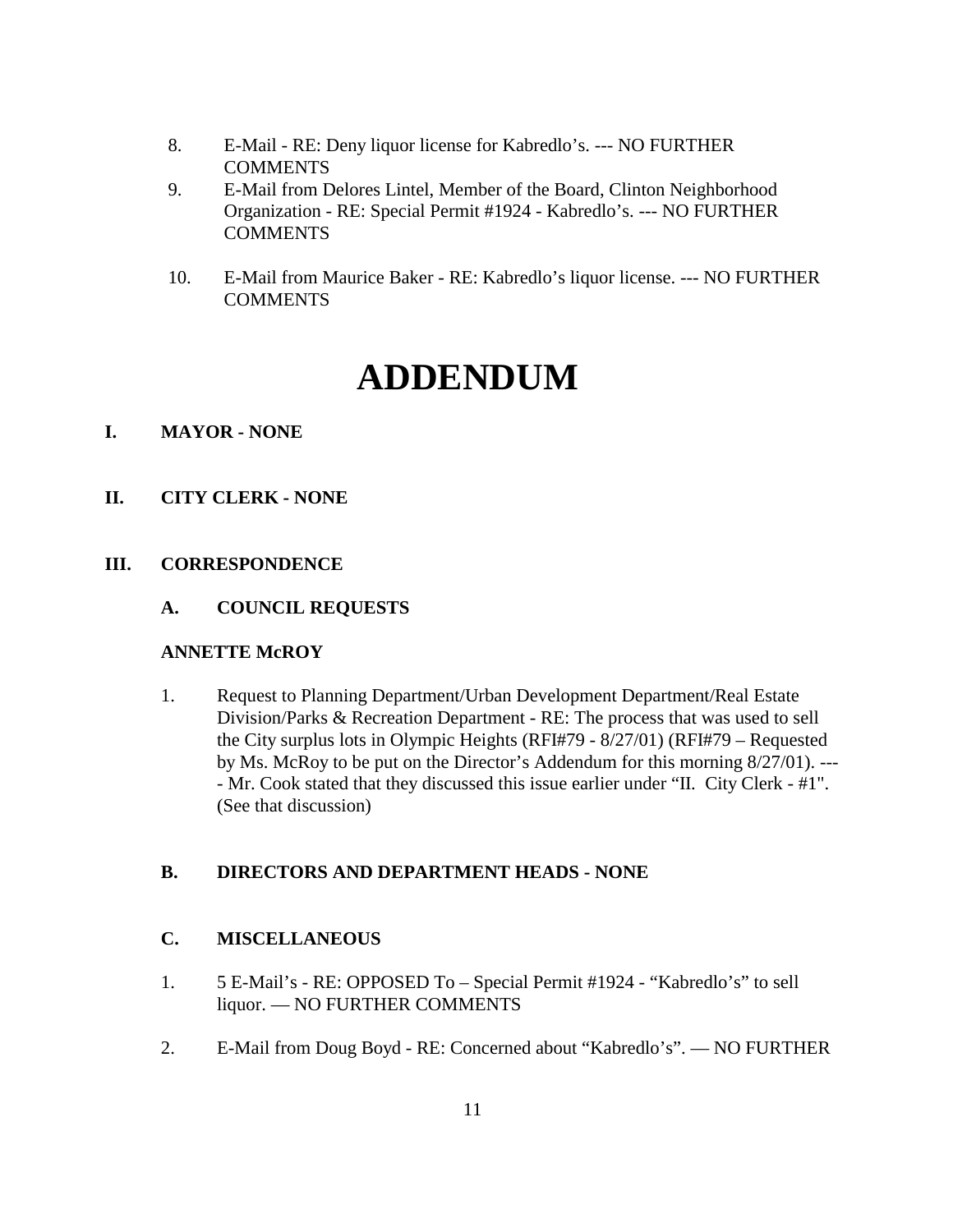8. E-Mail - RE: Deny liquor license for Kabredlo's. --- NO FURTHER COMMENTS
9. E-Mail from Delores Lintel, Member of the Board, Clinton Neighborhood Organization - RE: Special Permit #1924 - Kabredlo's. --- NO FURTHER COMMENTS
10. E-Mail from Maurice Baker - RE: Kabredlo's liquor license. --- NO FURTHER COMMENTS

# ADDENDUM

## I. MAYOR - NONE

## II. CITY CLERK - NONE

## III. CORRESPONDENCE

### A. COUNCIL REQUESTS

**ANNETTE McROY**

1. Request to Planning Department/Urban Development Department/Real Estate Division/Parks & Recreation Department - RE: The process that was used to sell the City surplus lots in Olympic Heights (RFI#79 - 8/27/01) (RFI#79 – Requested by Ms. McRoy to be put on the Director's Addendum for this morning 8/27/01). ---- Mr. Cook stated that they discussed this issue earlier under "II. City Clerk - #1". (See that discussion)

### B. DIRECTORS AND DEPARTMENT HEADS - NONE

### C. MISCELLANEOUS

1. 5 E-Mail's - RE: OPPOSED To – Special Permit #1924 - "Kabredlo's" to sell liquor. — NO FURTHER COMMENTS
2. E-Mail from Doug Boyd - RE: Concerned about "Kabredlo's". — NO FURTHER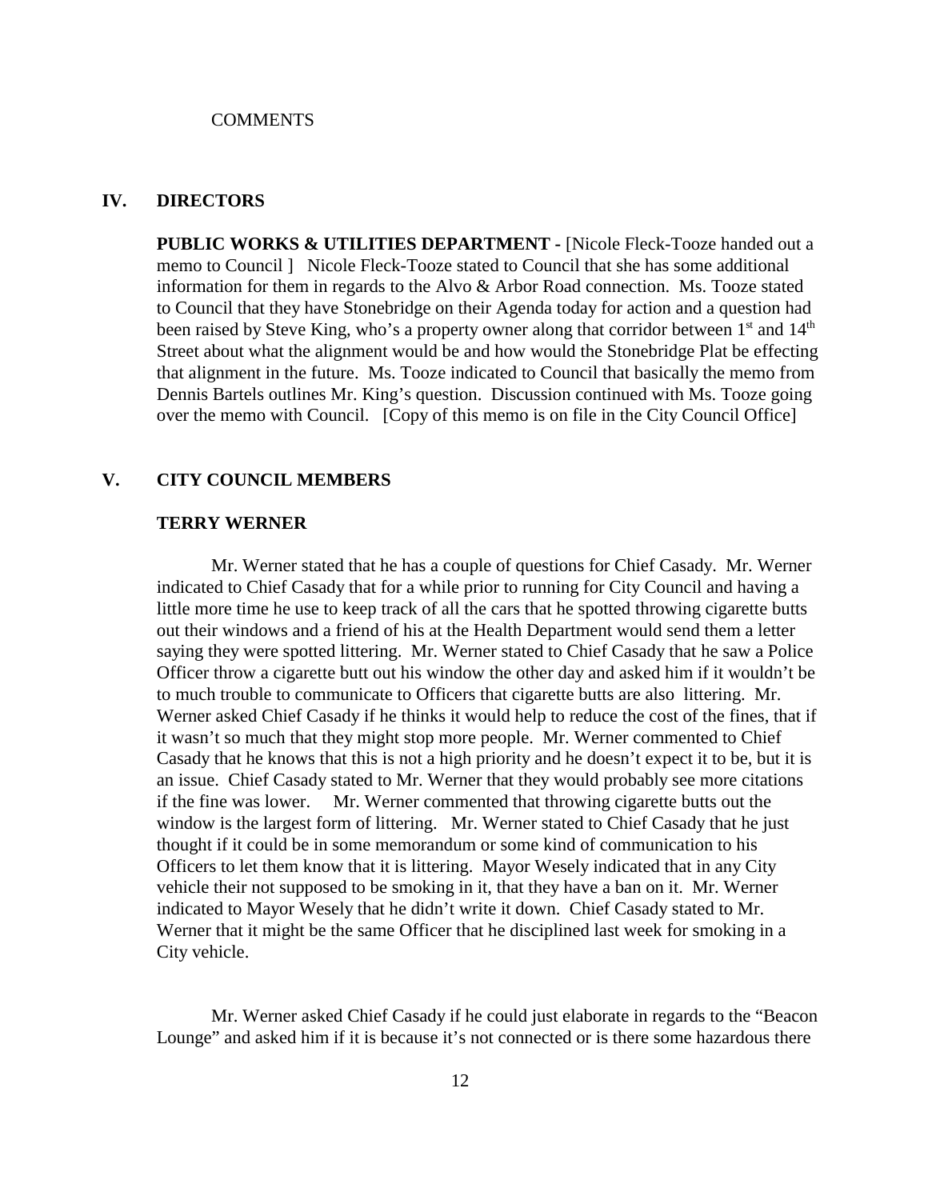COMMENTS

## IV. DIRECTORS

**PUBLIC WORKS & UTILITIES DEPARTMENT -** [Nicole Fleck-Tooze handed out a memo to Council ] Nicole Fleck-Tooze stated to Council that she has some additional information for them in regards to the Alvo & Arbor Road connection. Ms. Tooze stated to Council that they have Stonebridge on their Agenda today for action and a question had been raised by Steve King, who's a property owner along that corridor between 1st and 14th Street about what the alignment would be and how would the Stonebridge Plat be effecting that alignment in the future. Ms. Tooze indicated to Council that basically the memo from Dennis Bartels outlines Mr. King's question. Discussion continued with Ms. Tooze going over the memo with Council. [Copy of this memo is on file in the City Council Office]

## V. CITY COUNCIL MEMBERS

### TERRY WERNER

Mr. Werner stated that he has a couple of questions for Chief Casady. Mr. Werner indicated to Chief Casady that for a while prior to running for City Council and having a little more time he use to keep track of all the cars that he spotted throwing cigarette butts out their windows and a friend of his at the Health Department would send them a letter saying they were spotted littering. Mr. Werner stated to Chief Casady that he saw a Police Officer throw a cigarette butt out his window the other day and asked him if it wouldn't be to much trouble to communicate to Officers that cigarette butts are also littering. Mr. Werner asked Chief Casady if he thinks it would help to reduce the cost of the fines, that if it wasn't so much that they might stop more people. Mr. Werner commented to Chief Casady that he knows that this is not a high priority and he doesn't expect it to be, but it is an issue. Chief Casady stated to Mr. Werner that they would probably see more citations if the fine was lower. Mr. Werner commented that throwing cigarette butts out the window is the largest form of littering. Mr. Werner stated to Chief Casady that he just thought if it could be in some memorandum or some kind of communication to his Officers to let them know that it is littering. Mayor Wesely indicated that in any City vehicle their not supposed to be smoking in it, that they have a ban on it. Mr. Werner indicated to Mayor Wesely that he didn't write it down. Chief Casady stated to Mr. Werner that it might be the same Officer that he disciplined last week for smoking in a City vehicle.

Mr. Werner asked Chief Casady if he could just elaborate in regards to the "Beacon Lounge" and asked him if it is because it's not connected or is there some hazardous there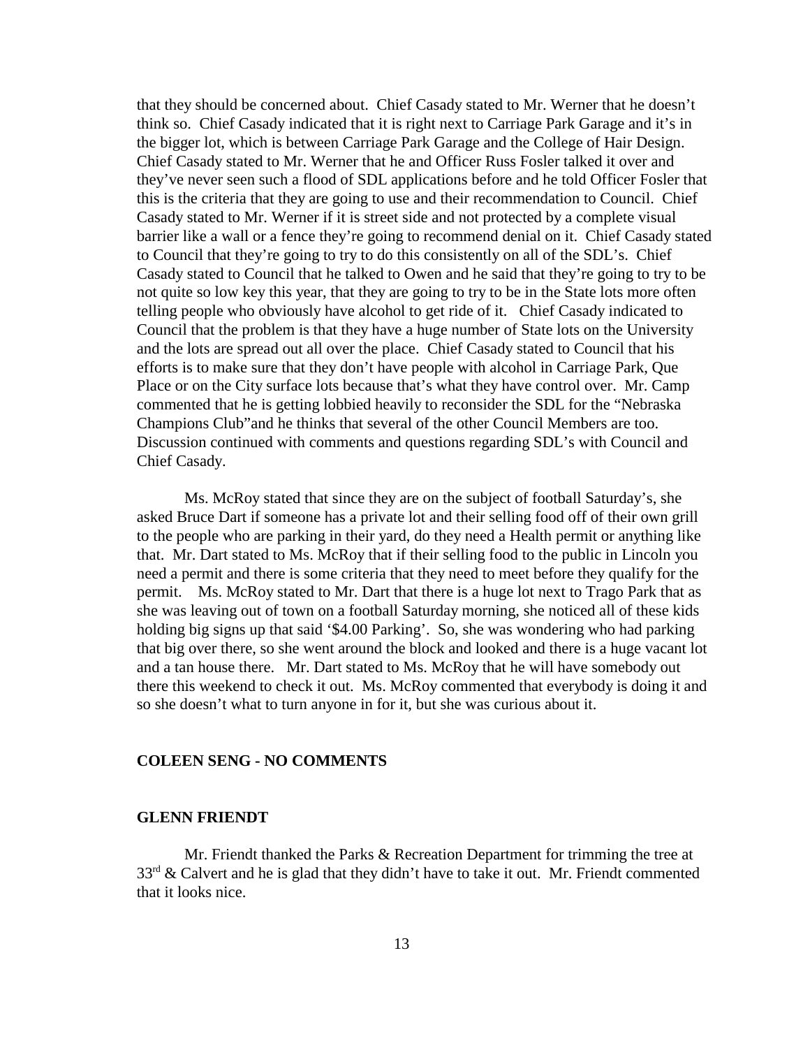that they should be concerned about. Chief Casady stated to Mr. Werner that he doesn't think so. Chief Casady indicated that it is right next to Carriage Park Garage and it's in the bigger lot, which is between Carriage Park Garage and the College of Hair Design. Chief Casady stated to Mr. Werner that he and Officer Russ Fosler talked it over and they've never seen such a flood of SDL applications before and he told Officer Fosler that this is the criteria that they are going to use and their recommendation to Council. Chief Casady stated to Mr. Werner if it is street side and not protected by a complete visual barrier like a wall or a fence they're going to recommend denial on it. Chief Casady stated to Council that they're going to try to do this consistently on all of the SDL's. Chief Casady stated to Council that he talked to Owen and he said that they're going to try to be not quite so low key this year, that they are going to try to be in the State lots more often telling people who obviously have alcohol to get ride of it. Chief Casady indicated to Council that the problem is that they have a huge number of State lots on the University and the lots are spread out all over the place. Chief Casady stated to Council that his efforts is to make sure that they don't have people with alcohol in Carriage Park, Que Place or on the City surface lots because that's what they have control over. Mr. Camp commented that he is getting lobbied heavily to reconsider the SDL for the "Nebraska Champions Club"and he thinks that several of the other Council Members are too. Discussion continued with comments and questions regarding SDL's with Council and Chief Casady.

Ms. McRoy stated that since they are on the subject of football Saturday's, she asked Bruce Dart if someone has a private lot and their selling food off of their own grill to the people who are parking in their yard, do they need a Health permit or anything like that. Mr. Dart stated to Ms. McRoy that if their selling food to the public in Lincoln you need a permit and there is some criteria that they need to meet before they qualify for the permit. Ms. McRoy stated to Mr. Dart that there is a huge lot next to Trago Park that as she was leaving out of town on a football Saturday morning, she noticed all of these kids holding big signs up that said '$4.00 Parking'. So, she was wondering who had parking that big over there, so she went around the block and looked and there is a huge vacant lot and a tan house there. Mr. Dart stated to Ms. McRoy that he will have somebody out there this weekend to check it out. Ms. McRoy commented that everybody is doing it and so she doesn't what to turn anyone in for it, but she was curious about it.

**COLEEN SENG - NO COMMENTS**

**GLENN FRIENDT**

Mr. Friendt thanked the Parks & Recreation Department for trimming the tree at 33rd & Calvert and he is glad that they didn't have to take it out. Mr. Friendt commented that it looks nice.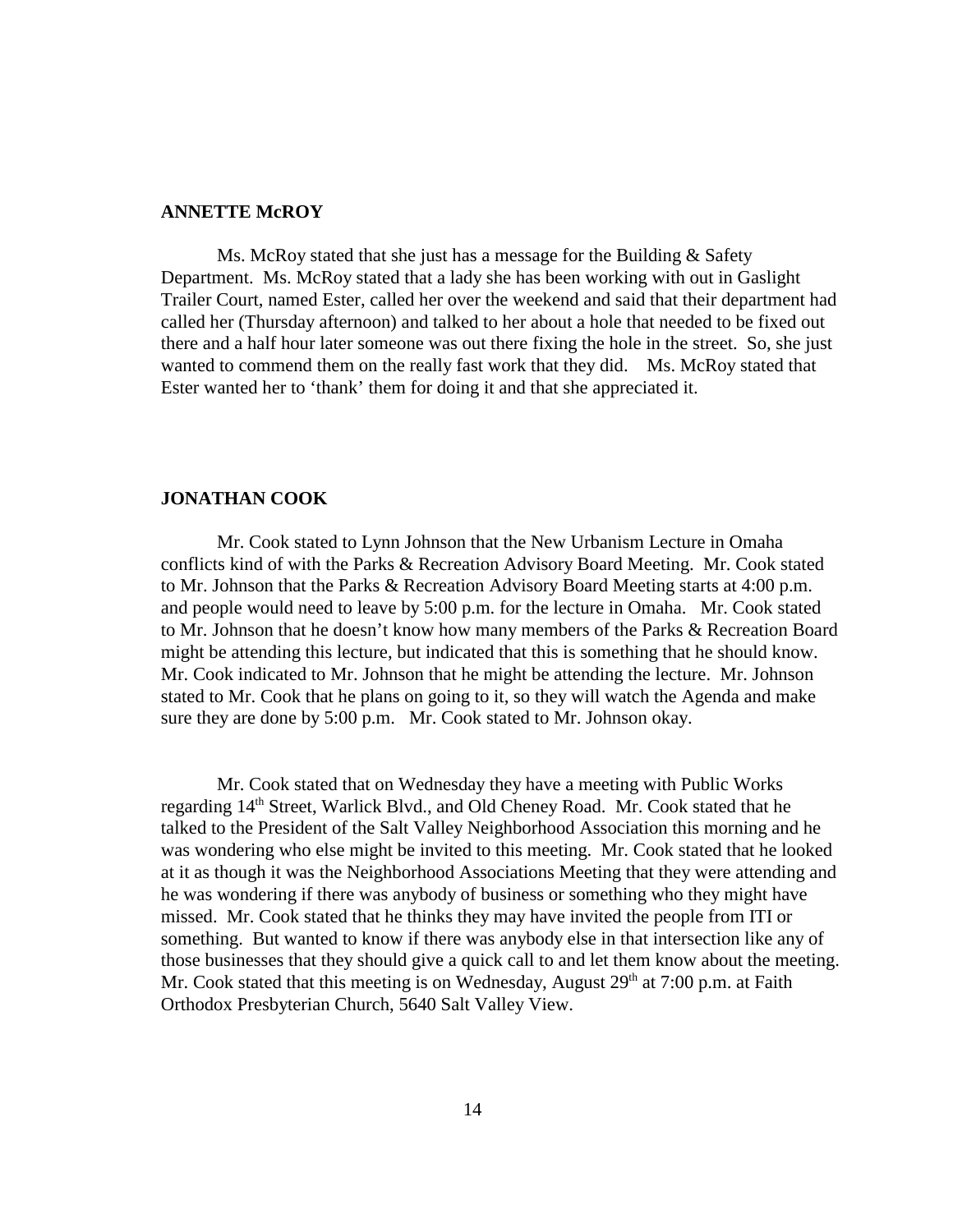**ANNETTE McROY**

Ms. McRoy stated that she just has a message for the Building & Safety Department. Ms. McRoy stated that a lady she has been working with out in Gaslight Trailer Court, named Ester, called her over the weekend and said that their department had called her (Thursday afternoon) and talked to her about a hole that needed to be fixed out there and a half hour later someone was out there fixing the hole in the street. So, she just wanted to commend them on the really fast work that they did. Ms. McRoy stated that Ester wanted her to 'thank' them for doing it and that she appreciated it.

**JONATHAN COOK**

Mr. Cook stated to Lynn Johnson that the New Urbanism Lecture in Omaha conflicts kind of with the Parks & Recreation Advisory Board Meeting. Mr. Cook stated to Mr. Johnson that the Parks & Recreation Advisory Board Meeting starts at 4:00 p.m. and people would need to leave by 5:00 p.m. for the lecture in Omaha. Mr. Cook stated to Mr. Johnson that he doesn't know how many members of the Parks & Recreation Board might be attending this lecture, but indicated that this is something that he should know. Mr. Cook indicated to Mr. Johnson that he might be attending the lecture. Mr. Johnson stated to Mr. Cook that he plans on going to it, so they will watch the Agenda and make sure they are done by 5:00 p.m. Mr. Cook stated to Mr. Johnson okay.

Mr. Cook stated that on Wednesday they have a meeting with Public Works regarding 14th Street, Warlick Blvd., and Old Cheney Road. Mr. Cook stated that he talked to the President of the Salt Valley Neighborhood Association this morning and he was wondering who else might be invited to this meeting. Mr. Cook stated that he looked at it as though it was the Neighborhood Associations Meeting that they were attending and he was wondering if there was anybody of business or something who they might have missed. Mr. Cook stated that he thinks they may have invited the people from ITI or something. But wanted to know if there was anybody else in that intersection like any of those businesses that they should give a quick call to and let them know about the meeting. Mr. Cook stated that this meeting is on Wednesday, August 29th at 7:00 p.m. at Faith Orthodox Presbyterian Church, 5640 Salt Valley View.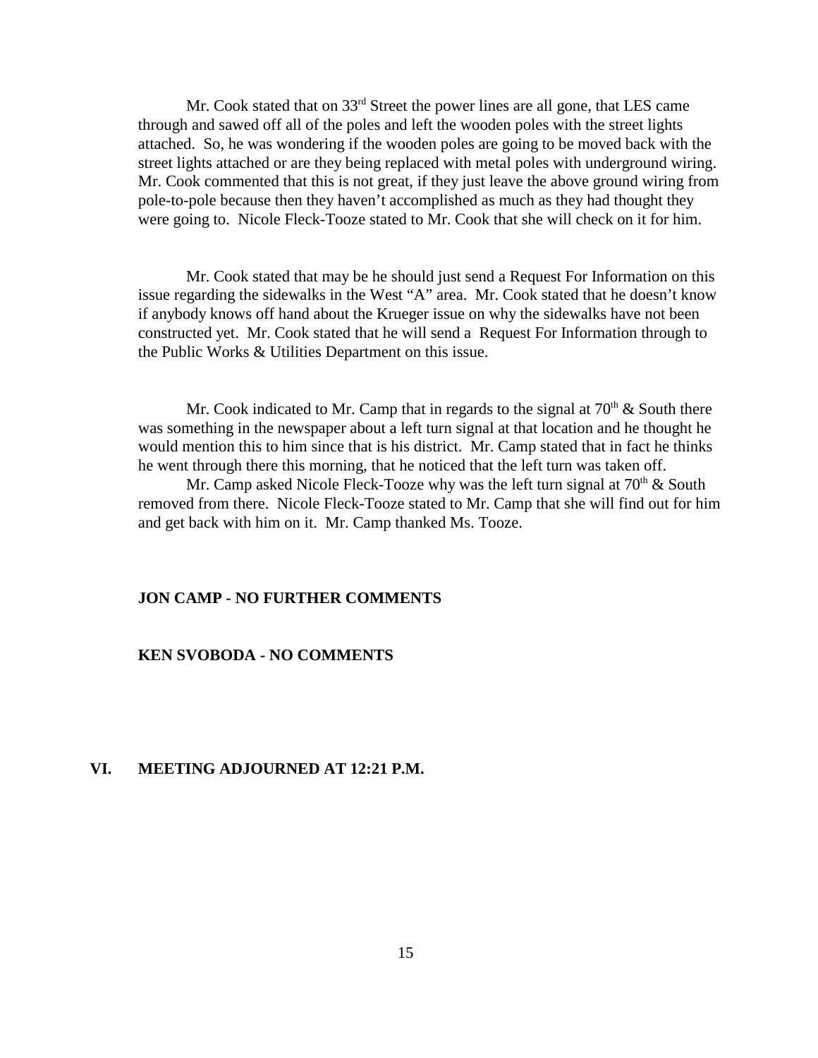Mr. Cook stated that on 33rd Street the power lines are all gone, that LES came through and sawed off all of the poles and left the wooden poles with the street lights attached. So, he was wondering if the wooden poles are going to be moved back with the street lights attached or are they being replaced with metal poles with underground wiring. Mr. Cook commented that this is not great, if they just leave the above ground wiring from pole-to-pole because then they haven't accomplished as much as they had thought they were going to. Nicole Fleck-Tooze stated to Mr. Cook that she will check on it for him.

Mr. Cook stated that may be he should just send a Request For Information on this issue regarding the sidewalks in the West "A" area. Mr. Cook stated that he doesn't know if anybody knows off hand about the Krueger issue on why the sidewalks have not been constructed yet. Mr. Cook stated that he will send a Request For Information through to the Public Works & Utilities Department on this issue.

Mr. Cook indicated to Mr. Camp that in regards to the signal at 70th & South there was something in the newspaper about a left turn signal at that location and he thought he would mention this to him since that is his district. Mr. Camp stated that in fact he thinks he went through there this morning, that he noticed that the left turn was taken off.

Mr. Camp asked Nicole Fleck-Tooze why was the left turn signal at 70th & South removed from there. Nicole Fleck-Tooze stated to Mr. Camp that she will find out for him and get back with him on it. Mr. Camp thanked Ms. Tooze.

**JON CAMP - NO FURTHER COMMENTS**

**KEN SVOBODA - NO COMMENTS**

## VI. MEETING ADJOURNED AT 12:21 P.M.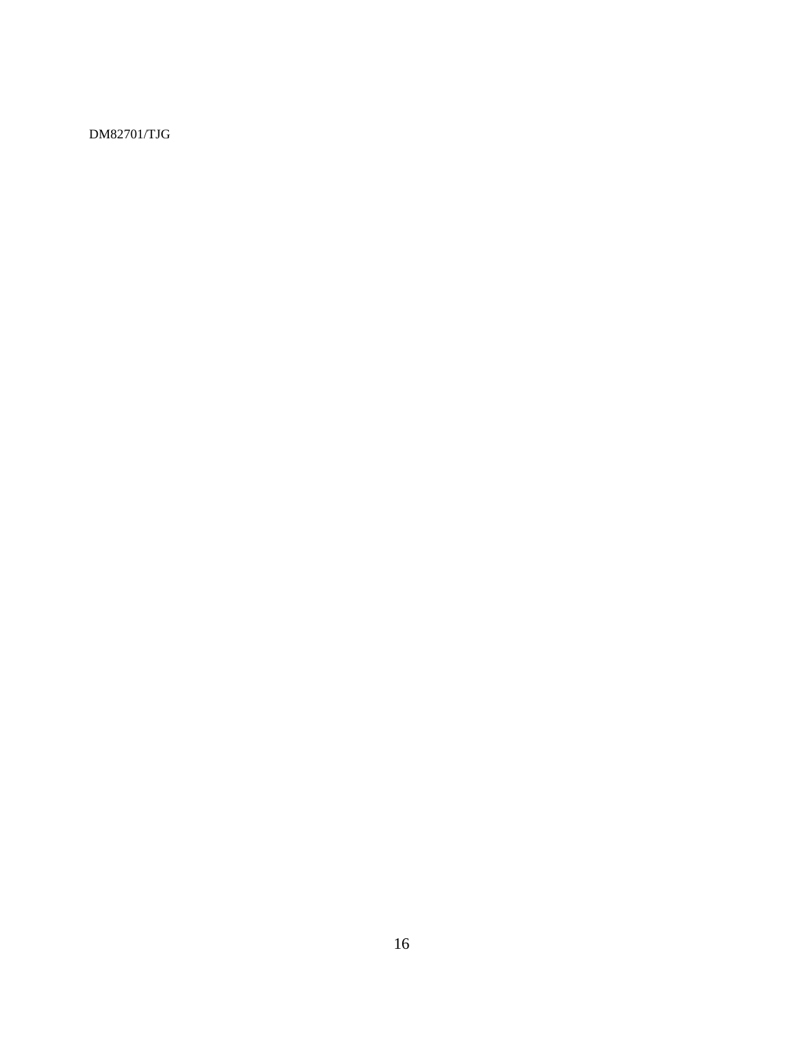DM82701/TJG